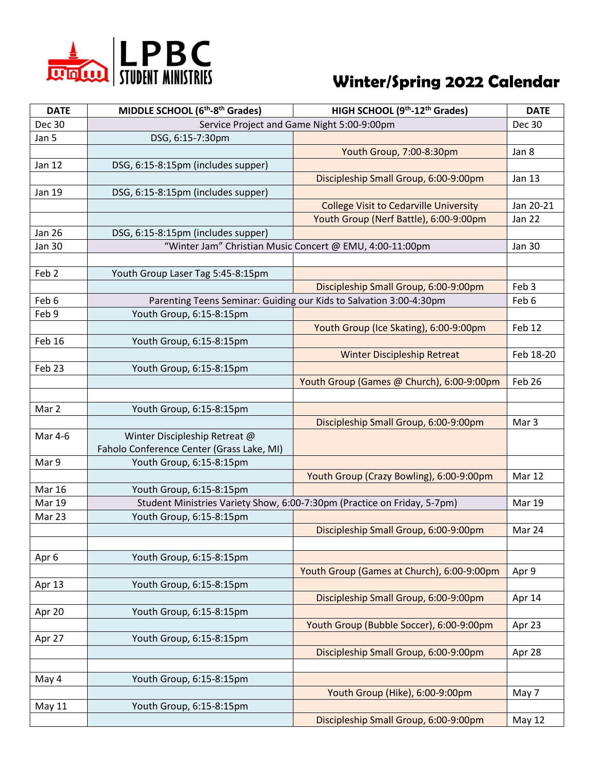# LPBC STUDENT MINISTRIES

## Winter/Spring 2022 Calendar

| DATE | MIDDLE SCHOOL (6th-8th Grades) | HIGH SCHOOL (9th-12th Grades) | DATE |
|---|---|---|---|
| Dec 30 | Service Project and Game Night 5:00-9:00pm | | Dec 30 |
| Jan 5 | DSG, 6:15-7:30pm | | |
| | | Youth Group, 7:00-8:30pm | Jan 8 |
| Jan 12 | DSG, 6:15-8:15pm (includes supper) | | |
| | | Discipleship Small Group, 6:00-9:00pm | Jan 13 |
| Jan 19 | DSG, 6:15-8:15pm (includes supper) | | |
| | | College Visit to Cedarville University | Jan 20-21 |
| | | Youth Group (Nerf Battle), 6:00-9:00pm | Jan 22 |
| Jan 26 | DSG, 6:15-8:15pm (includes supper) | | |
| Jan 30 | "Winter Jam" Christian Music Concert @ EMU, 4:00-11:00pm | | Jan 30 |
| | | | |
| Feb 2 | Youth Group Laser Tag 5:45-8:15pm | | |
| | | Discipleship Small Group, 6:00-9:00pm | Feb 3 |
| Feb 6 | Parenting Teens Seminar: Guiding our Kids to Salvation 3:00-4:30pm | | Feb 6 |
| Feb 9 | Youth Group, 6:15-8:15pm | | |
| | | Youth Group (Ice Skating), 6:00-9:00pm | Feb 12 |
| Feb 16 | Youth Group, 6:15-8:15pm | | |
| | | Winter Discipleship Retreat | Feb 18-20 |
| Feb 23 | Youth Group, 6:15-8:15pm | | |
| | | Youth Group (Games @ Church), 6:00-9:00pm | Feb 26 |
| | | | |
| Mar 2 | Youth Group, 6:15-8:15pm | | |
| | | Discipleship Small Group, 6:00-9:00pm | Mar 3 |
| Mar 4-6 | Winter Discipleship Retreat @ Faholo Conference Center (Grass Lake, MI) | | |
| Mar 9 | Youth Group, 6:15-8:15pm | | |
| | | Youth Group (Crazy Bowling), 6:00-9:00pm | Mar 12 |
| Mar 16 | Youth Group, 6:15-8:15pm | | |
| Mar 19 | Student Ministries Variety Show, 6:00-7:30pm (Practice on Friday, 5-7pm) | | Mar 19 |
| Mar 23 | Youth Group, 6:15-8:15pm | | |
| | | Discipleship Small Group, 6:00-9:00pm | Mar 24 |
| | | | |
| Apr 6 | Youth Group, 6:15-8:15pm | | |
| | | Youth Group (Games at Church), 6:00-9:00pm | Apr 9 |
| Apr 13 | Youth Group, 6:15-8:15pm | | |
| | | Discipleship Small Group, 6:00-9:00pm | Apr 14 |
| Apr 20 | Youth Group, 6:15-8:15pm | | |
| | | Youth Group (Bubble Soccer), 6:00-9:00pm | Apr 23 |
| Apr 27 | Youth Group, 6:15-8:15pm | | |
| | | Discipleship Small Group, 6:00-9:00pm | Apr 28 |
| | | | |
| May 4 | Youth Group, 6:15-8:15pm | | |
| | | Youth Group (Hike), 6:00-9:00pm | May 7 |
| May 11 | Youth Group, 6:15-8:15pm | | |
| | | Discipleship Small Group, 6:00-9:00pm | May 12 |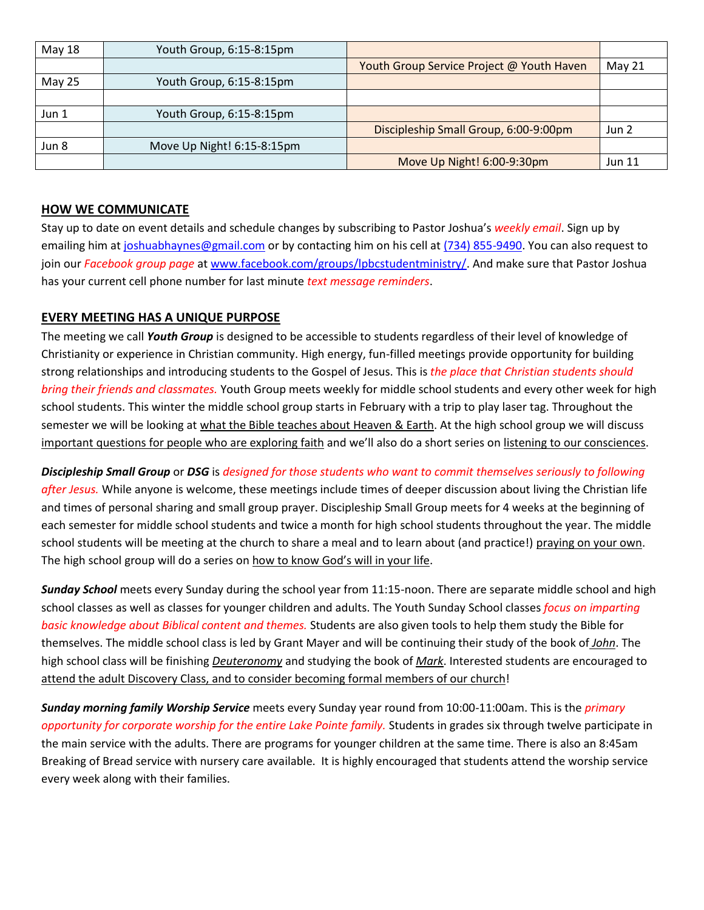| | | | |
|---|---|---|---|
| May 18 | Youth Group, 6:15-8:15pm | | |
| | | Youth Group Service Project @ Youth Haven | May 21 |
| May 25 | Youth Group, 6:15-8:15pm | | |
| | | | |
| Jun 1 | Youth Group, 6:15-8:15pm | | |
| | | Discipleship Small Group, 6:00-9:00pm | Jun 2 |
| Jun 8 | Move Up Night! 6:15-8:15pm | | |
| | | Move Up Night! 6:00-9:30pm | Jun 11 |

## HOW WE COMMUNICATE

Stay up to date on event details and schedule changes by subscribing to Pastor Joshua's *weekly email*. Sign up by emailing him at joshuabhaynes@gmail.com or by contacting him on his cell at (734) 855-9490. You can also request to join our *Facebook group page* at www.facebook.com/groups/lpbcstudentministry/. And make sure that Pastor Joshua has your current cell phone number for last minute *text message reminders*.

## EVERY MEETING HAS A UNIQUE PURPOSE

The meeting we call ***Youth Group*** is designed to be accessible to students regardless of their level of knowledge of Christianity or experience in Christian community. High energy, fun-filled meetings provide opportunity for building strong relationships and introducing students to the Gospel of Jesus. This is *the place that Christian students should bring their friends and classmates.* Youth Group meets weekly for middle school students and every other week for high school students. This winter the middle school group starts in February with a trip to play laser tag. Throughout the semester we will be looking at what the Bible teaches about Heaven & Earth. At the high school group we will discuss important questions for people who are exploring faith and we'll also do a short series on listening to our consciences.

***Discipleship Small Group*** or ***DSG*** is *designed for those students who want to commit themselves seriously to following after Jesus.* While anyone is welcome, these meetings include times of deeper discussion about living the Christian life and times of personal sharing and small group prayer. Discipleship Small Group meets for 4 weeks at the beginning of each semester for middle school students and twice a month for high school students throughout the year. The middle school students will be meeting at the church to share a meal and to learn about (and practice!) praying on your own. The high school group will do a series on how to know God's will in your life.

***Sunday School*** meets every Sunday during the school year from 11:15-noon. There are separate middle school and high school classes as well as classes for younger children and adults. The Youth Sunday School classes *focus on imparting basic knowledge about Biblical content and themes.* Students are also given tools to help them study the Bible for themselves. The middle school class is led by Grant Mayer and will be continuing their study of the book of *John*. The high school class will be finishing *Deuteronomy* and studying the book of *Mark*. Interested students are encouraged to attend the adult Discovery Class, and to consider becoming formal members of our church!

***Sunday morning family Worship Service*** meets every Sunday year round from 10:00-11:00am. This is the *primary opportunity for corporate worship for the entire Lake Pointe family.* Students in grades six through twelve participate in the main service with the adults. There are programs for younger children at the same time. There is also an 8:45am Breaking of Bread service with nursery care available. It is highly encouraged that students attend the worship service every week along with their families.